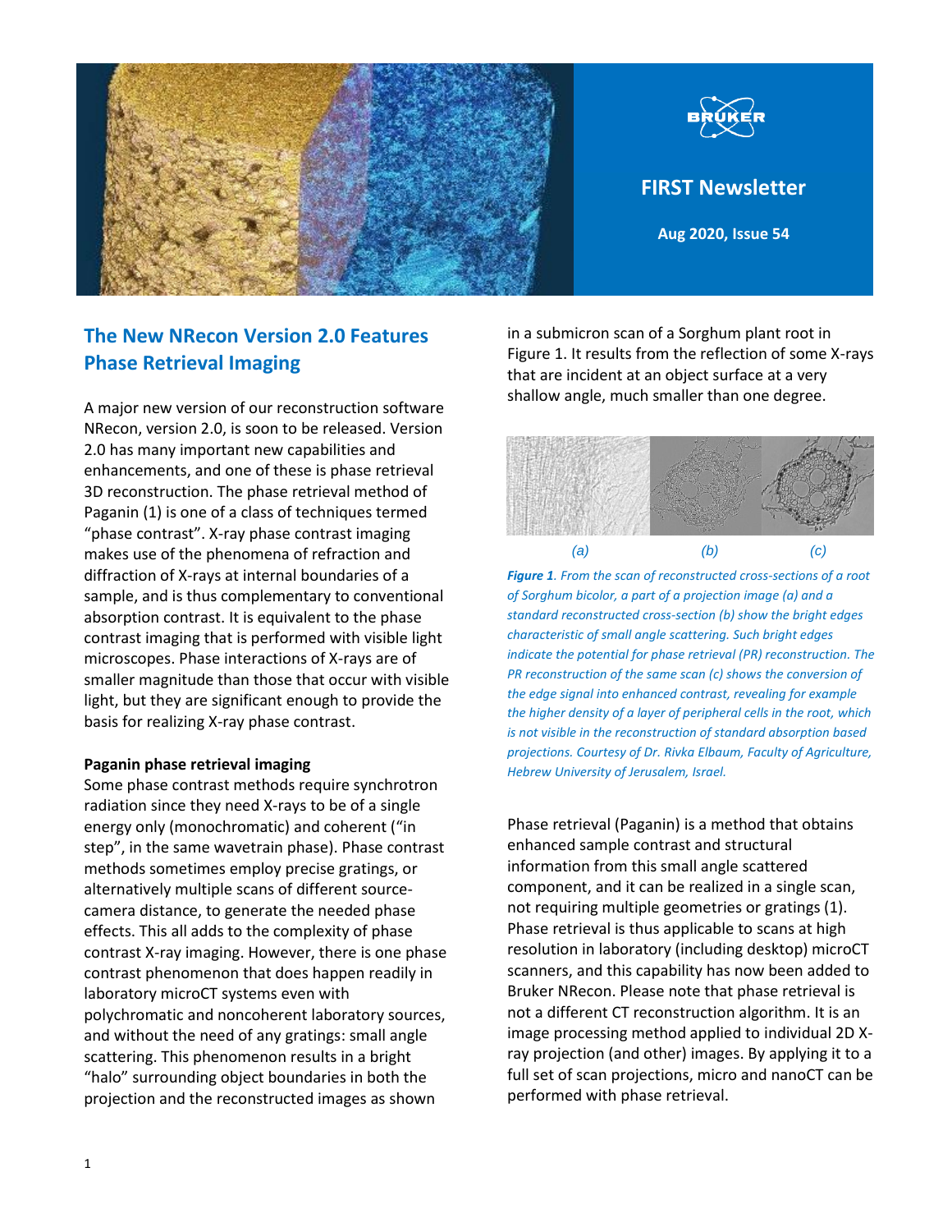FIRST Newsletter

Aug 2020, Issue 54

## The New NRecon Version 2.0 Features Phase Retrieval Imaging

A major new version of our reconstruction software NRecon, version 2.0, is soon to be released. Version 2.0 has many important new capabilities and enhancements, and one of these is phase retrieval 3D reconstruction. The phase retrieval method of Paganin (1) is one of a class of techniques termed "phase contrast". X-ray phase contrast imaging makes use of the phenomena of refraction and diffraction of X-rays at internal boundaries of a sample, and is thus complementary to conventional absorption contrast. It is equivalent to the phase contrast imaging that is performed with visible light microscopes. Phase interactions of X-rays are of smaller magnitude than those that occur with visible light, but they are significant enough to provide the basis for realizing X-ray phase contrast.

### Paganin phase retrieval imaging

Some phase contrast methods require synchrotron radiation since they need X-rays to be of a single energy only (monochromatic) and coherent ("in step", in the same wavetrain phase). Phase contrast methods sometimes employ precise gratings, or alternatively multiple scans of different source-camera distance, to generate the needed phase effects. This all adds to the complexity of phase contrast X-ray imaging. However, there is one phase contrast phenomenon that does happen readily in laboratory microCT systems even with polychromatic and noncoherent laboratory sources, and without the need of any gratings: small angle scattering. This phenomenon results in a bright "halo" surrounding object boundaries in both the projection and the reconstructed images as shown in a submicron scan of a Sorghum plant root in Figure 1. It results from the reflection of some X-rays that are incident at an object surface at a very shallow angle, much smaller than one degree.

(a) (b) (c)

*Figure 1. From the scan of reconstructed cross-sections of a root of Sorghum bicolor, a part of a projection image (a) and a standard reconstructed cross-section (b) show the bright edges characteristic of small angle scattering. Such bright edges indicate the potential for phase retrieval (PR) reconstruction. The PR reconstruction of the same scan (c) shows the conversion of the edge signal into enhanced contrast, revealing for example the higher density of a layer of peripheral cells in the root, which is not visible in the reconstruction of standard absorption based projections. Courtesy of Dr. Rivka Elbaum, Faculty of Agriculture, Hebrew University of Jerusalem, Israel.*

Phase retrieval (Paganin) is a method that obtains enhanced sample contrast and structural information from this small angle scattered component, and it can be realized in a single scan, not requiring multiple geometries or gratings (1). Phase retrieval is thus applicable to scans at high resolution in laboratory (including desktop) microCT scanners, and this capability has now been added to Bruker NRecon. Please note that phase retrieval is not a different CT reconstruction algorithm. It is an image processing method applied to individual 2D X-ray projection (and other) images. By applying it to a full set of scan projections, micro and nanoCT can be performed with phase retrieval.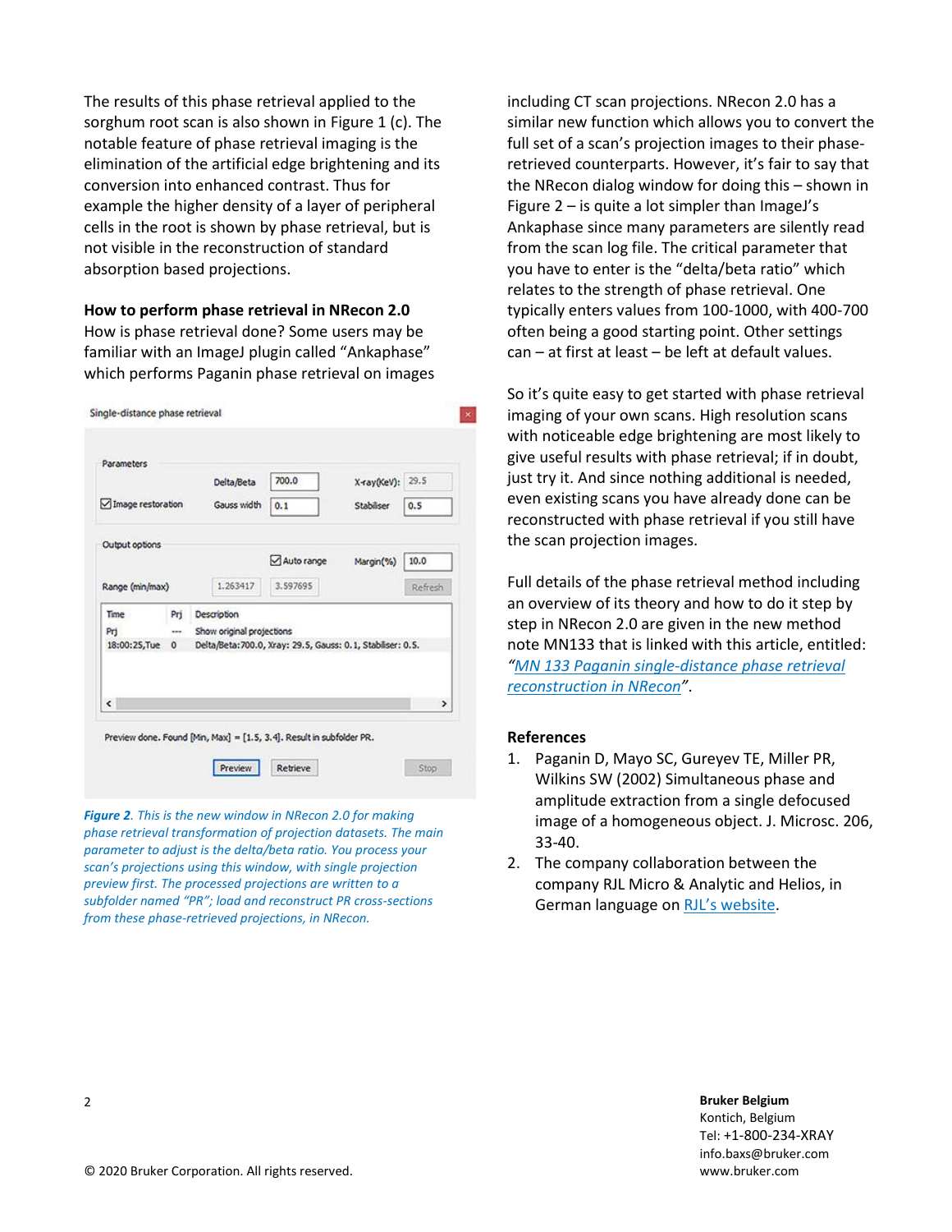The results of this phase retrieval applied to the sorghum root scan is also shown in Figure 1 (c). The notable feature of phase retrieval imaging is the elimination of the artificial edge brightening and its conversion into enhanced contrast. Thus for example the higher density of a layer of peripheral cells in the root is shown by phase retrieval, but is not visible in the reconstruction of standard absorption based projections.

**How to perform phase retrieval in NRecon 2.0**

How is phase retrieval done? Some users may be familiar with an ImageJ plugin called "Ankaphase" which performs Paganin phase retrieval on images including CT scan projections. NRecon 2.0 has a similar new function which allows you to convert the full set of a scan's projection images to their phase-retrieved counterparts. However, it's fair to say that the NRecon dialog window for doing this – shown in Figure 2 – is quite a lot simpler than ImageJ's Ankaphase since many parameters are silently read from the scan log file. The critical parameter that you have to enter is the "delta/beta ratio" which relates to the strength of phase retrieval. One typically enters values from 100-1000, with 400-700 often being a good starting point. Other settings can – at first at least – be left at default values.

*__Figure 2__. This is the new window in NRecon 2.0 for making phase retrieval transformation of projection datasets. The main parameter to adjust is the delta/beta ratio. You process your scan's projections using this window, with single projection preview first. The processed projections are written to a subfolder named "PR"; load and reconstruct PR cross-sections from these phase-retrieved projections, in NRecon.*

So it's quite easy to get started with phase retrieval imaging of your own scans. High resolution scans with noticeable edge brightening are most likely to give useful results with phase retrieval; if in doubt, just try it. And since nothing additional is needed, even existing scans you have already done can be reconstructed with phase retrieval if you still have the scan projection images.

Full details of the phase retrieval method including an overview of its theory and how to do it step by step in NRecon 2.0 are given in the new method note MN133 that is linked with this article, entitled: *"MN 133 Paganin single-distance phase retrieval reconstruction in NRecon"*.

**References**

1. Paganin D, Mayo SC, Gureyev TE, Miller PR, Wilkins SW (2002) Simultaneous phase and amplitude extraction from a single defocused image of a homogeneous object. J. Microsc. 206, 33-40.
2. The company collaboration between the company RJL Micro & Analytic and Helios, in German language on RJL's website.

**Bruker Belgium**
Kontich, Belgium
Tel: +1-800-234-XRAY
info.baxs@bruker.com
www.bruker.com

© 2020 Bruker Corporation. All rights reserved.